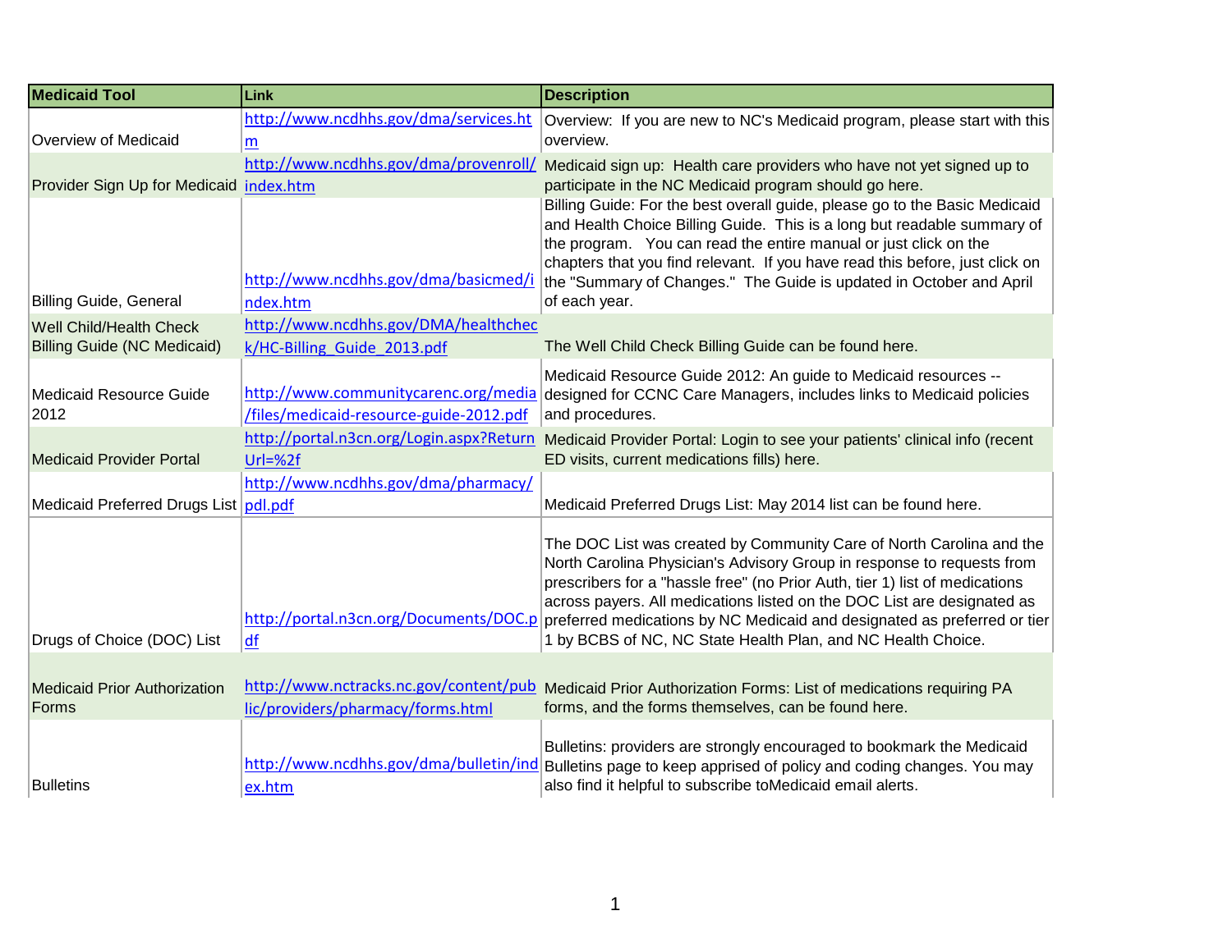| Medicaid Tool | Link | Description |
| --- | --- | --- |
| Overview of Medicaid | http://www.ncdhhs.gov/dma/services.htm | Overview: If you are new to NC's Medicaid program, please start with this overview. |
| Provider Sign Up for Medicaid | http://www.ncdhhs.gov/dma/provenroll/index.htm | Medicaid sign up: Health care providers who have not yet signed up to participate in the NC Medicaid program should go here. |
| Billing Guide, General | http://www.ncdhhs.gov/dma/basicmed/index.htm | Billing Guide: For the best overall guide, please go to the Basic Medicaid and Health Choice Billing Guide. This is a long but readable summary of the program. You can read the entire manual or just click on the chapters that you find relevant. If you have read this before, just click on the "Summary of Changes." The Guide is updated in October and April of each year. |
| Well Child/Health Check Billing Guide (NC Medicaid) | http://www.ncdhhs.gov/DMA/healthcheck/HC-Billing_Guide_2013.pdf | The Well Child Check Billing Guide can be found here. |
| Medicaid Resource Guide 2012 | http://www.communitycarenc.org/media/files/medicaid-resource-guide-2012.pdf | Medicaid Resource Guide 2012: An guide to Medicaid resources -- designed for CCNC Care Managers, includes links to Medicaid policies and procedures. |
| Medicaid Provider Portal | http://portal.n3cn.org/Login.aspx?ReturnUrl=%2f | Medicaid Provider Portal: Login to see your patients' clinical info (recent ED visits, current medications fills) here. |
| Medicaid Preferred Drugs List | http://www.ncdhhs.gov/dma/pharmacy/pdl.pdf | Medicaid Preferred Drugs List: May 2014 list can be found here. |
| Drugs of Choice (DOC) List | http://portal.n3cn.org/Documents/DOC.pdf | The DOC List was created by Community Care of North Carolina and the North Carolina Physician's Advisory Group in response to requests from prescribers for a "hassle free" (no Prior Auth, tier 1) list of medications across payers. All medications listed on the DOC List are designated as preferred medications by NC Medicaid and designated as preferred or tier 1 by BCBS of NC, NC State Health Plan, and NC Health Choice. |
| Medicaid Prior Authorization Forms | http://www.nctracks.nc.gov/content/public/providers/pharmacy/forms.html | Medicaid Prior Authorization Forms: List of medications requiring PA forms, and the forms themselves, can be found here. |
| Bulletins | http://www.ncdhhs.gov/dma/bulletin/index.htm | Bulletins: providers are strongly encouraged to bookmark the Medicaid Bulletins page to keep apprised of policy and coding changes. You may also find it helpful to subscribe toMedicaid email alerts. |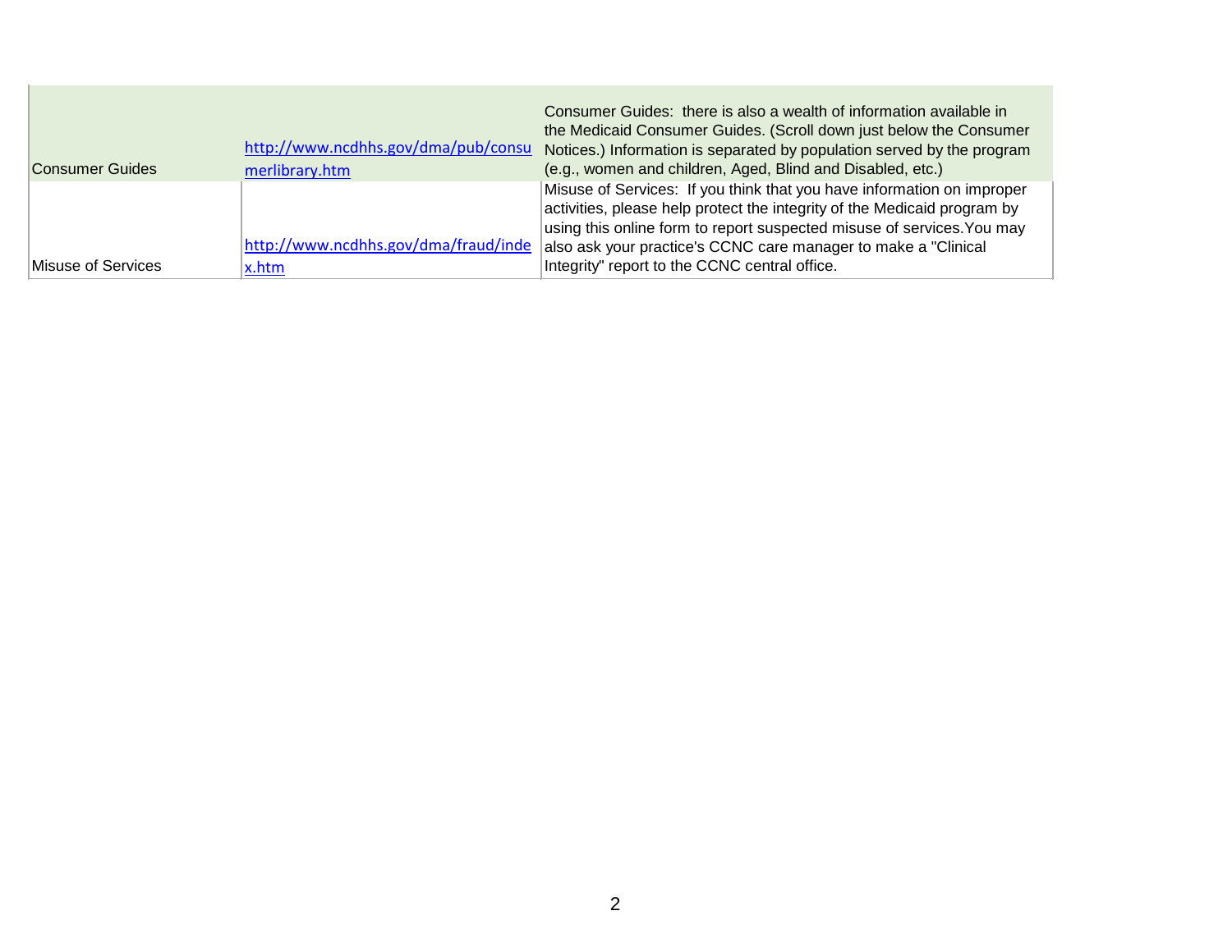| | | |
|---|---|---|
| Consumer Guides | http://www.ncdhhs.gov/dma/pub/consumerlibrary.htm | Consumer Guides: there is also a wealth of information available in the Medicaid Consumer Guides. (Scroll down just below the Consumer Notices.) Information is separated by population served by the program (e.g., women and children, Aged, Blind and Disabled, etc.) |
| Misuse of Services | http://www.ncdhhs.gov/dma/fraud/index.htm | Misuse of Services: If you think that you have information on improper activities, please help protect the integrity of the Medicaid program by using this online form to report suspected misuse of services.You may also ask your practice's CCNC care manager to make a "Clinical Integrity" report to the CCNC central office. |